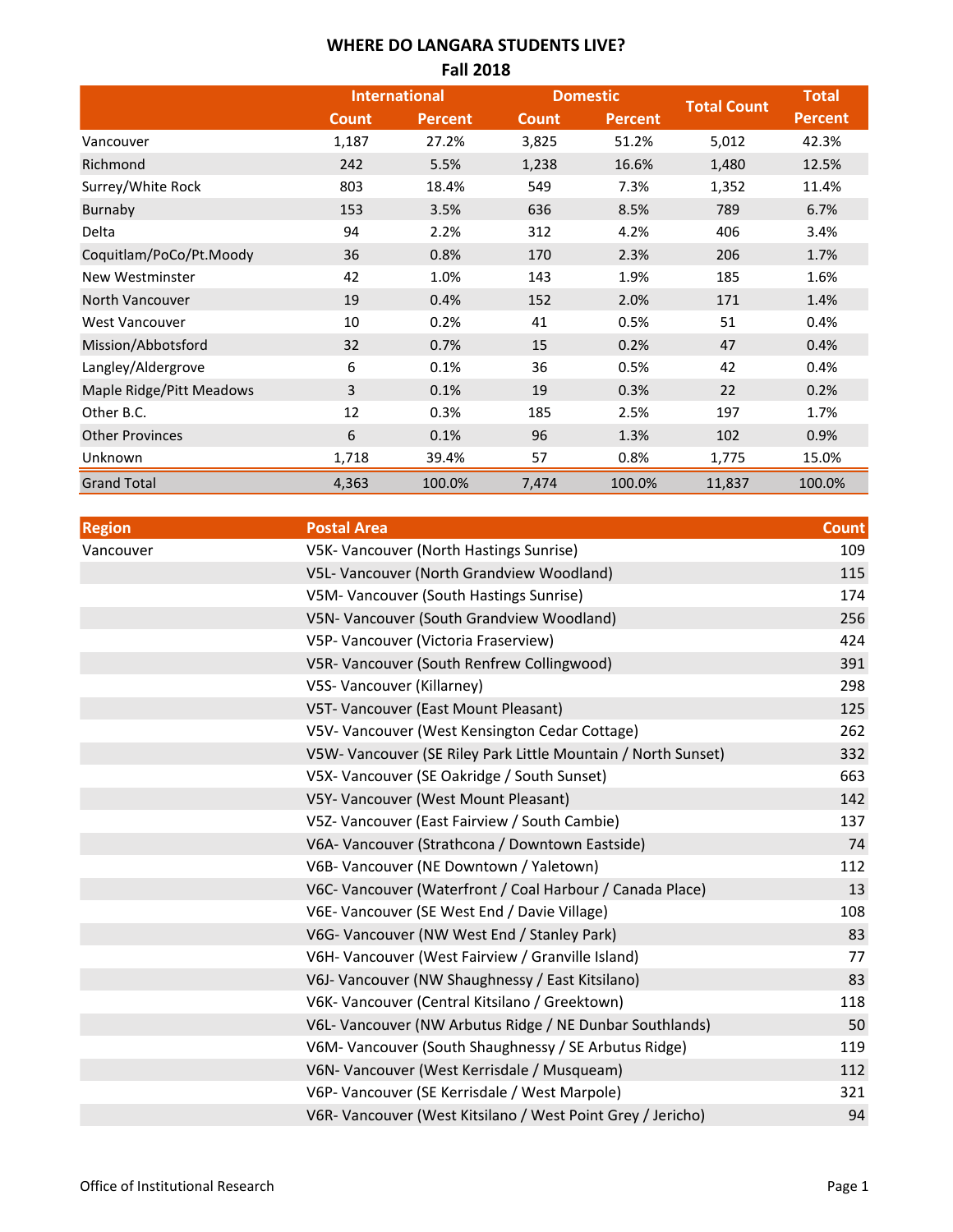# WHERE DO LANGARA STUDENTS LIVE?
## Fall 2018

| | International | | Domestic | | Total Count | Total Percent |
|---|---|---|---|---|---|---|
| | Count | Percent | Count | Percent | | |
| Vancouver | 1,187 | 27.2% | 3,825 | 51.2% | 5,012 | 42.3% |
| Richmond | 242 | 5.5% | 1,238 | 16.6% | 1,480 | 12.5% |
| Surrey/White Rock | 803 | 18.4% | 549 | 7.3% | 1,352 | 11.4% |
| Burnaby | 153 | 3.5% | 636 | 8.5% | 789 | 6.7% |
| Delta | 94 | 2.2% | 312 | 4.2% | 406 | 3.4% |
| Coquitlam/PoCo/Pt.Moody | 36 | 0.8% | 170 | 2.3% | 206 | 1.7% |
| New Westminster | 42 | 1.0% | 143 | 1.9% | 185 | 1.6% |
| North Vancouver | 19 | 0.4% | 152 | 2.0% | 171 | 1.4% |
| West Vancouver | 10 | 0.2% | 41 | 0.5% | 51 | 0.4% |
| Mission/Abbotsford | 32 | 0.7% | 15 | 0.2% | 47 | 0.4% |
| Langley/Aldergrove | 6 | 0.1% | 36 | 0.5% | 42 | 0.4% |
| Maple Ridge/Pitt Meadows | 3 | 0.1% | 19 | 0.3% | 22 | 0.2% |
| Other B.C. | 12 | 0.3% | 185 | 2.5% | 197 | 1.7% |
| Other Provinces | 6 | 0.1% | 96 | 1.3% | 102 | 0.9% |
| Unknown | 1,718 | 39.4% | 57 | 0.8% | 1,775 | 15.0% |
| Grand Total | 4,363 | 100.0% | 7,474 | 100.0% | 11,837 | 100.0% |

| Region | Postal Area | Count |
|---|---|---|
| Vancouver | V5K- Vancouver (North Hastings Sunrise) | 109 |
| | V5L- Vancouver (North Grandview Woodland) | 115 |
| | V5M- Vancouver (South Hastings Sunrise) | 174 |
| | V5N- Vancouver (South Grandview Woodland) | 256 |
| | V5P- Vancouver (Victoria Fraserview) | 424 |
| | V5R- Vancouver (South Renfrew Collingwood) | 391 |
| | V5S- Vancouver (Killarney) | 298 |
| | V5T- Vancouver (East Mount Pleasant) | 125 |
| | V5V- Vancouver (West Kensington Cedar Cottage) | 262 |
| | V5W- Vancouver (SE Riley Park Little Mountain / North Sunset) | 332 |
| | V5X- Vancouver (SE Oakridge / South Sunset) | 663 |
| | V5Y- Vancouver (West Mount Pleasant) | 142 |
| | V5Z- Vancouver (East Fairview / South Cambie) | 137 |
| | V6A- Vancouver (Strathcona / Downtown Eastside) | 74 |
| | V6B- Vancouver (NE Downtown / Yaletown) | 112 |
| | V6C- Vancouver (Waterfront / Coal Harbour / Canada Place) | 13 |
| | V6E- Vancouver (SE West End / Davie Village) | 108 |
| | V6G- Vancouver (NW West End / Stanley Park) | 83 |
| | V6H- Vancouver (West Fairview / Granville Island) | 77 |
| | V6J- Vancouver (NW Shaughnessy / East Kitsilano) | 83 |
| | V6K- Vancouver (Central Kitsilano / Greektown) | 118 |
| | V6L- Vancouver (NW Arbutus Ridge / NE Dunbar Southlands) | 50 |
| | V6M- Vancouver (South Shaughnessy / SE Arbutus Ridge) | 119 |
| | V6N- Vancouver (West Kerrisdale / Musqueam) | 112 |
| | V6P- Vancouver (SE Kerrisdale / West Marpole) | 321 |
| | V6R- Vancouver (West Kitsilano / West Point Grey / Jericho) | 94 |

Office of Institutional Research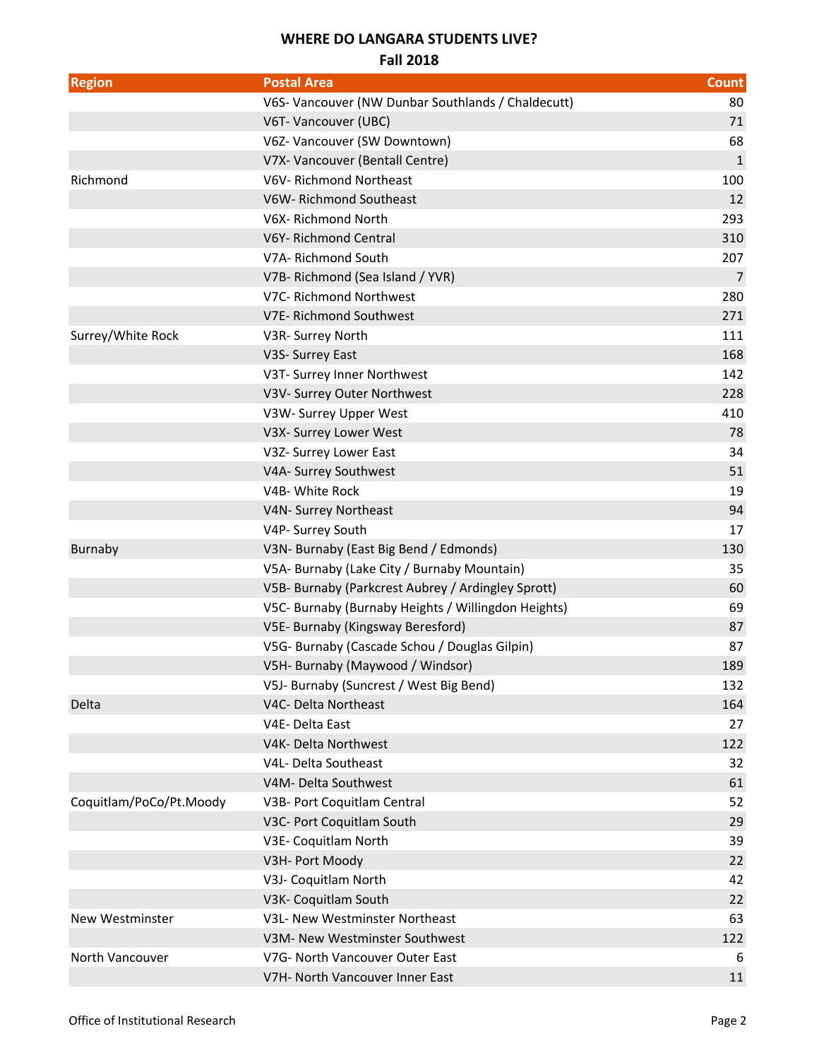**WHERE DO LANGARA STUDENTS LIVE?**

**Fall 2018**

| Region | Postal Area | Count |
|---|---|---|
| | V6S- Vancouver (NW Dunbar Southlands / Chaldecutt) | 80 |
| | V6T- Vancouver (UBC) | 71 |
| | V6Z- Vancouver (SW Downtown) | 68 |
| | V7X- Vancouver (Bentall Centre) | 1 |
| Richmond | V6V- Richmond Northeast | 100 |
| | V6W- Richmond Southeast | 12 |
| | V6X- Richmond North | 293 |
| | V6Y- Richmond Central | 310 |
| | V7A- Richmond South | 207 |
| | V7B- Richmond (Sea Island / YVR) | 7 |
| | V7C- Richmond Northwest | 280 |
| | V7E- Richmond Southwest | 271 |
| Surrey/White Rock | V3R- Surrey North | 111 |
| | V3S- Surrey East | 168 |
| | V3T- Surrey Inner Northwest | 142 |
| | V3V- Surrey Outer Northwest | 228 |
| | V3W- Surrey Upper West | 410 |
| | V3X- Surrey Lower West | 78 |
| | V3Z- Surrey Lower East | 34 |
| | V4A- Surrey Southwest | 51 |
| | V4B- White Rock | 19 |
| | V4N- Surrey Northeast | 94 |
| | V4P- Surrey South | 17 |
| Burnaby | V3N- Burnaby (East Big Bend / Edmonds) | 130 |
| | V5A- Burnaby (Lake City / Burnaby Mountain) | 35 |
| | V5B- Burnaby (Parkcrest Aubrey / Ardingley Sprott) | 60 |
| | V5C- Burnaby (Burnaby Heights / Willingdon Heights) | 69 |
| | V5E- Burnaby (Kingsway Beresford) | 87 |
| | V5G- Burnaby (Cascade Schou / Douglas Gilpin) | 87 |
| | V5H- Burnaby (Maywood / Windsor) | 189 |
| | V5J- Burnaby (Suncrest / West Big Bend) | 132 |
| Delta | V4C- Delta Northeast | 164 |
| | V4E- Delta East | 27 |
| | V4K- Delta Northwest | 122 |
| | V4L- Delta Southeast | 32 |
| | V4M- Delta Southwest | 61 |
| Coquitlam/PoCo/Pt.Moody | V3B- Port Coquitlam Central | 52 |
| | V3C- Port Coquitlam South | 29 |
| | V3E- Coquitlam North | 39 |
| | V3H- Port Moody | 22 |
| | V3J- Coquitlam North | 42 |
| | V3K- Coquitlam South | 22 |
| New Westminster | V3L- New Westminster Northeast | 63 |
| | V3M- New Westminster Southwest | 122 |
| North Vancouver | V7G- North Vancouver Outer East | 6 |
| | V7H- North Vancouver Inner East | 11 |

Office of Institutional Research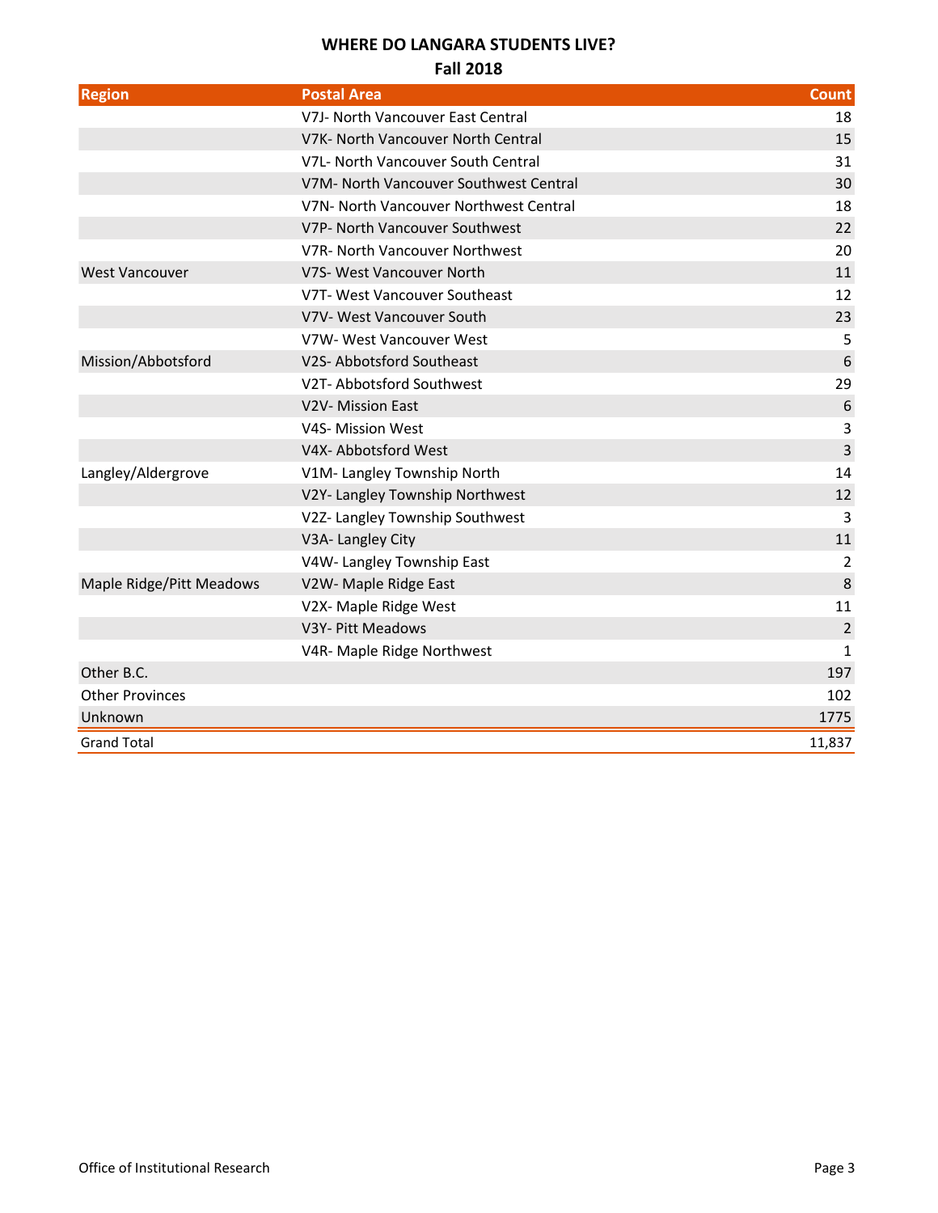**WHERE DO LANGARA STUDENTS LIVE?**

**Fall 2018**

| Region | Postal Area | Count |
|---|---|---|
| | V7J- North Vancouver East Central | 18 |
| | V7K- North Vancouver North Central | 15 |
| | V7L- North Vancouver South Central | 31 |
| | V7M- North Vancouver Southwest Central | 30 |
| | V7N- North Vancouver Northwest Central | 18 |
| | V7P- North Vancouver Southwest | 22 |
| | V7R- North Vancouver Northwest | 20 |
| West Vancouver | V7S- West Vancouver North | 11 |
| | V7T- West Vancouver Southeast | 12 |
| | V7V- West Vancouver South | 23 |
| | V7W- West Vancouver West | 5 |
| Mission/Abbotsford | V2S- Abbotsford Southeast | 6 |
| | V2T- Abbotsford Southwest | 29 |
| | V2V- Mission East | 6 |
| | V4S- Mission West | 3 |
| | V4X- Abbotsford West | 3 |
| Langley/Aldergrove | V1M- Langley Township North | 14 |
| | V2Y- Langley Township Northwest | 12 |
| | V2Z- Langley Township Southwest | 3 |
| | V3A- Langley City | 11 |
| | V4W- Langley Township East | 2 |
| Maple Ridge/Pitt Meadows | V2W- Maple Ridge East | 8 |
| | V2X- Maple Ridge West | 11 |
| | V3Y- Pitt Meadows | 2 |
| | V4R- Maple Ridge Northwest | 1 |
| Other B.C. | | 197 |
| Other Provinces | | 102 |
| Unknown | | 1775 |
| Grand Total | | 11,837 |

Office of Institutional Research